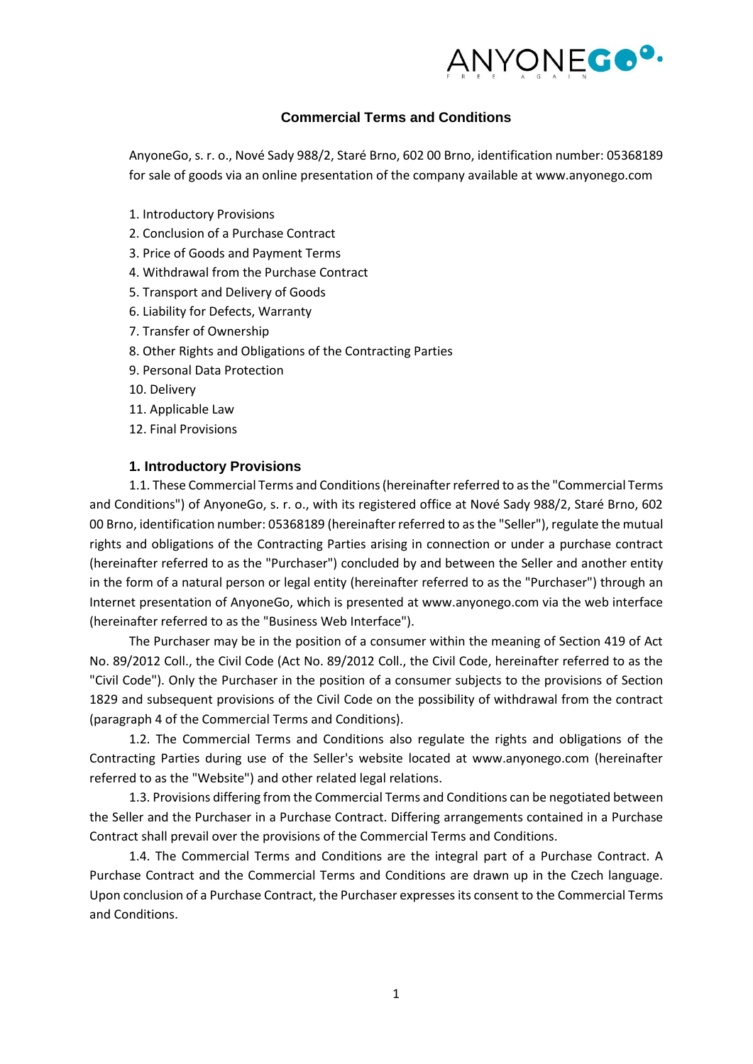# Commercial Terms and Conditions

AnyoneGo, s. r. o., Nové Sady 988/2, Staré Brno, 602 00 Brno, identification number: 05368189 for sale of goods via an online presentation of the company available at www.anyonego.com

1. Introductory Provisions
2. Conclusion of a Purchase Contract
3. Price of Goods and Payment Terms
4. Withdrawal from the Purchase Contract
5. Transport and Delivery of Goods
6. Liability for Defects, Warranty
7. Transfer of Ownership
8. Other Rights and Obligations of the Contracting Parties
9. Personal Data Protection
10. Delivery
11. Applicable Law
12. Final Provisions

## 1. Introductory Provisions

1.1. These Commercial Terms and Conditions (hereinafter referred to as the "Commercial Terms and Conditions") of AnyoneGo, s. r. o., with its registered office at Nové Sady 988/2, Staré Brno, 602 00 Brno, identification number: 05368189 (hereinafter referred to as the "Seller"), regulate the mutual rights and obligations of the Contracting Parties arising in connection or under a purchase contract (hereinafter referred to as the "Purchaser") concluded by and between the Seller and another entity in the form of a natural person or legal entity (hereinafter referred to as the "Purchaser") through an Internet presentation of AnyoneGo, which is presented at www.anyonego.com via the web interface (hereinafter referred to as the "Business Web Interface").

The Purchaser may be in the position of a consumer within the meaning of Section 419 of Act No. 89/2012 Coll., the Civil Code (Act No. 89/2012 Coll., the Civil Code, hereinafter referred to as the "Civil Code"). Only the Purchaser in the position of a consumer subjects to the provisions of Section 1829 and subsequent provisions of the Civil Code on the possibility of withdrawal from the contract (paragraph 4 of the Commercial Terms and Conditions).

1.2. The Commercial Terms and Conditions also regulate the rights and obligations of the Contracting Parties during use of the Seller's website located at www.anyonego.com (hereinafter referred to as the "Website") and other related legal relations.

1.3. Provisions differing from the Commercial Terms and Conditions can be negotiated between the Seller and the Purchaser in a Purchase Contract. Differing arrangements contained in a Purchase Contract shall prevail over the provisions of the Commercial Terms and Conditions.

1.4. The Commercial Terms and Conditions are the integral part of a Purchase Contract. A Purchase Contract and the Commercial Terms and Conditions are drawn up in the Czech language. Upon conclusion of a Purchase Contract, the Purchaser expresses its consent to the Commercial Terms and Conditions.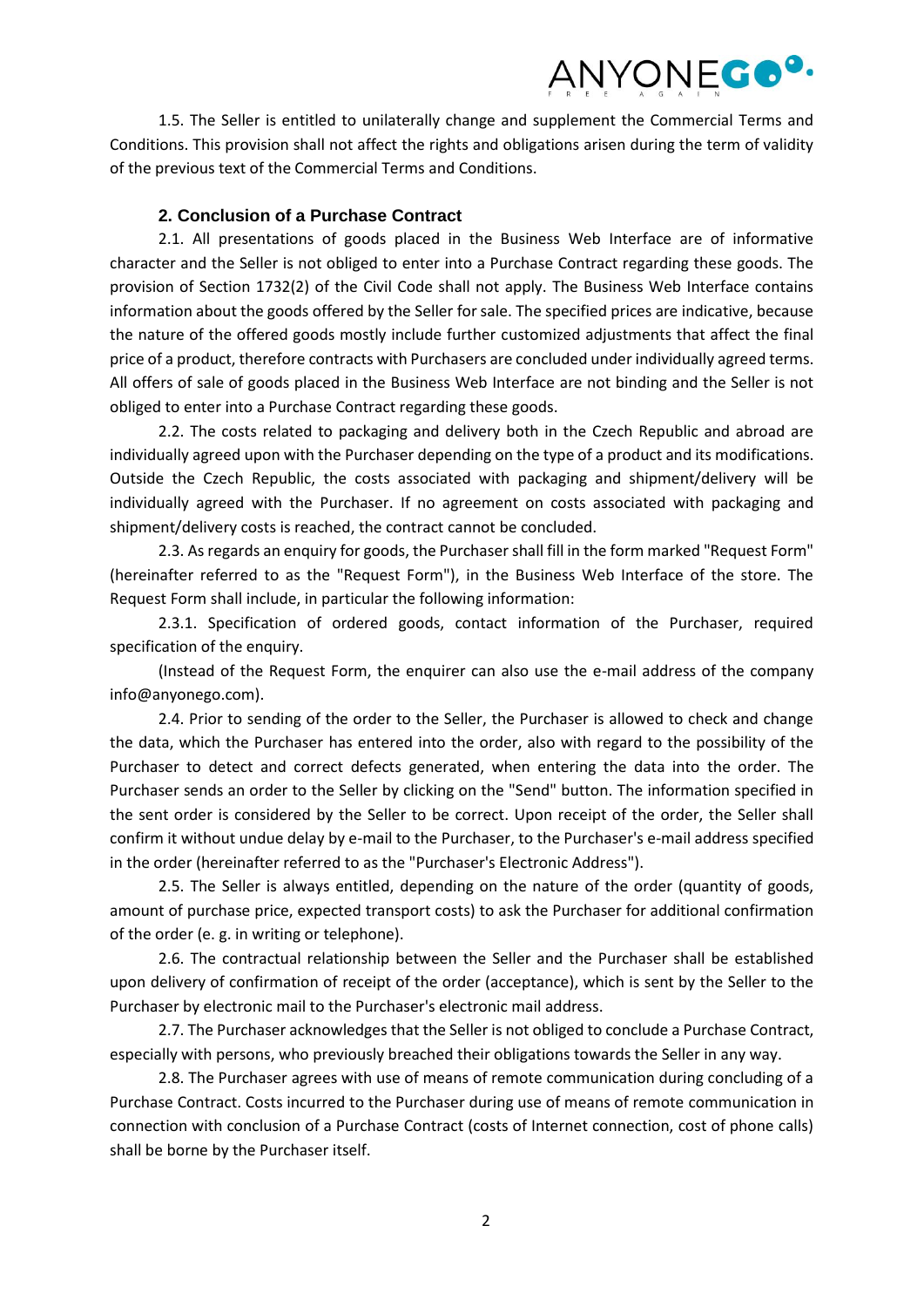1.5. The Seller is entitled to unilaterally change and supplement the Commercial Terms and Conditions. This provision shall not affect the rights and obligations arisen during the term of validity of the previous text of the Commercial Terms and Conditions.

## 2. Conclusion of a Purchase Contract

2.1. All presentations of goods placed in the Business Web Interface are of informative character and the Seller is not obliged to enter into a Purchase Contract regarding these goods. The provision of Section 1732(2) of the Civil Code shall not apply. The Business Web Interface contains information about the goods offered by the Seller for sale. The specified prices are indicative, because the nature of the offered goods mostly include further customized adjustments that affect the final price of a product, therefore contracts with Purchasers are concluded under individually agreed terms. All offers of sale of goods placed in the Business Web Interface are not binding and the Seller is not obliged to enter into a Purchase Contract regarding these goods.

2.2. The costs related to packaging and delivery both in the Czech Republic and abroad are individually agreed upon with the Purchaser depending on the type of a product and its modifications. Outside the Czech Republic, the costs associated with packaging and shipment/delivery will be individually agreed with the Purchaser. If no agreement on costs associated with packaging and shipment/delivery costs is reached, the contract cannot be concluded.

2.3. As regards an enquiry for goods, the Purchaser shall fill in the form marked "Request Form" (hereinafter referred to as the "Request Form"), in the Business Web Interface of the store. The Request Form shall include, in particular the following information:

2.3.1. Specification of ordered goods, contact information of the Purchaser, required specification of the enquiry.

(Instead of the Request Form, the enquirer can also use the e-mail address of the company info@anyonego.com).

2.4. Prior to sending of the order to the Seller, the Purchaser is allowed to check and change the data, which the Purchaser has entered into the order, also with regard to the possibility of the Purchaser to detect and correct defects generated, when entering the data into the order. The Purchaser sends an order to the Seller by clicking on the "Send" button. The information specified in the sent order is considered by the Seller to be correct. Upon receipt of the order, the Seller shall confirm it without undue delay by e-mail to the Purchaser, to the Purchaser's e-mail address specified in the order (hereinafter referred to as the "Purchaser's Electronic Address").

2.5. The Seller is always entitled, depending on the nature of the order (quantity of goods, amount of purchase price, expected transport costs) to ask the Purchaser for additional confirmation of the order (e. g. in writing or telephone).

2.6. The contractual relationship between the Seller and the Purchaser shall be established upon delivery of confirmation of receipt of the order (acceptance), which is sent by the Seller to the Purchaser by electronic mail to the Purchaser's electronic mail address.

2.7. The Purchaser acknowledges that the Seller is not obliged to conclude a Purchase Contract, especially with persons, who previously breached their obligations towards the Seller in any way.

2.8. The Purchaser agrees with use of means of remote communication during concluding of a Purchase Contract. Costs incurred to the Purchaser during use of means of remote communication in connection with conclusion of a Purchase Contract (costs of Internet connection, cost of phone calls) shall be borne by the Purchaser itself.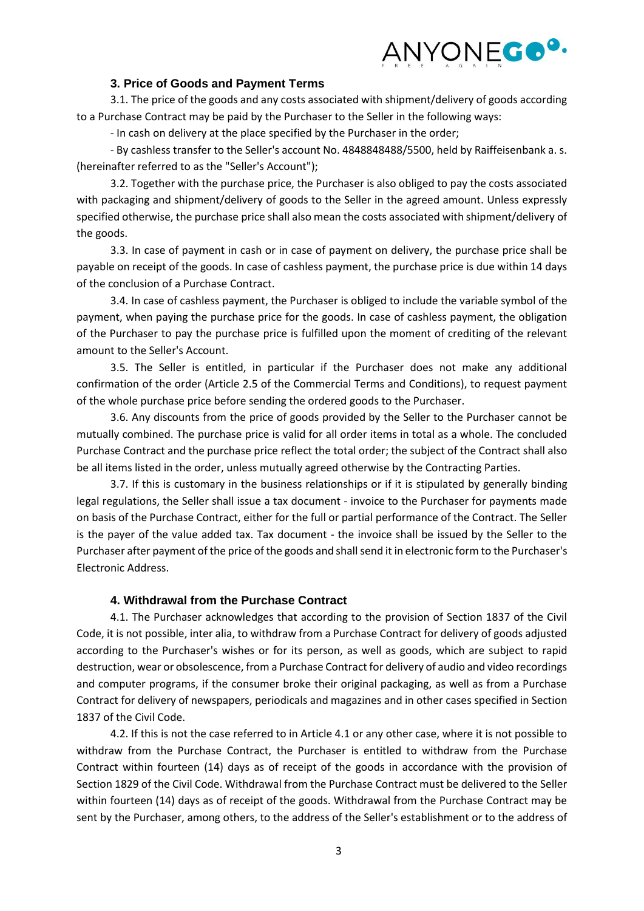### 3. Price of Goods and Payment Terms

3.1. The price of the goods and any costs associated with shipment/delivery of goods according to a Purchase Contract may be paid by the Purchaser to the Seller in the following ways:

- In cash on delivery at the place specified by the Purchaser in the order;

- By cashless transfer to the Seller's account No. 4848848488/5500, held by Raiffeisenbank a. s. (hereinafter referred to as the "Seller's Account");

3.2. Together with the purchase price, the Purchaser is also obliged to pay the costs associated with packaging and shipment/delivery of goods to the Seller in the agreed amount. Unless expressly specified otherwise, the purchase price shall also mean the costs associated with shipment/delivery of the goods.

3.3. In case of payment in cash or in case of payment on delivery, the purchase price shall be payable on receipt of the goods. In case of cashless payment, the purchase price is due within 14 days of the conclusion of a Purchase Contract.

3.4. In case of cashless payment, the Purchaser is obliged to include the variable symbol of the payment, when paying the purchase price for the goods. In case of cashless payment, the obligation of the Purchaser to pay the purchase price is fulfilled upon the moment of crediting of the relevant amount to the Seller's Account.

3.5. The Seller is entitled, in particular if the Purchaser does not make any additional confirmation of the order (Article 2.5 of the Commercial Terms and Conditions), to request payment of the whole purchase price before sending the ordered goods to the Purchaser.

3.6. Any discounts from the price of goods provided by the Seller to the Purchaser cannot be mutually combined. The purchase price is valid for all order items in total as a whole. The concluded Purchase Contract and the purchase price reflect the total order; the subject of the Contract shall also be all items listed in the order, unless mutually agreed otherwise by the Contracting Parties.

3.7. If this is customary in the business relationships or if it is stipulated by generally binding legal regulations, the Seller shall issue a tax document - invoice to the Purchaser for payments made on basis of the Purchase Contract, either for the full or partial performance of the Contract. The Seller is the payer of the value added tax. Tax document - the invoice shall be issued by the Seller to the Purchaser after payment of the price of the goods and shall send it in electronic form to the Purchaser's Electronic Address.

### 4. Withdrawal from the Purchase Contract

4.1. The Purchaser acknowledges that according to the provision of Section 1837 of the Civil Code, it is not possible, inter alia, to withdraw from a Purchase Contract for delivery of goods adjusted according to the Purchaser's wishes or for its person, as well as goods, which are subject to rapid destruction, wear or obsolescence, from a Purchase Contract for delivery of audio and video recordings and computer programs, if the consumer broke their original packaging, as well as from a Purchase Contract for delivery of newspapers, periodicals and magazines and in other cases specified in Section 1837 of the Civil Code.

4.2. If this is not the case referred to in Article 4.1 or any other case, where it is not possible to withdraw from the Purchase Contract, the Purchaser is entitled to withdraw from the Purchase Contract within fourteen (14) days as of receipt of the goods in accordance with the provision of Section 1829 of the Civil Code. Withdrawal from the Purchase Contract must be delivered to the Seller within fourteen (14) days as of receipt of the goods. Withdrawal from the Purchase Contract may be sent by the Purchaser, among others, to the address of the Seller's establishment or to the address of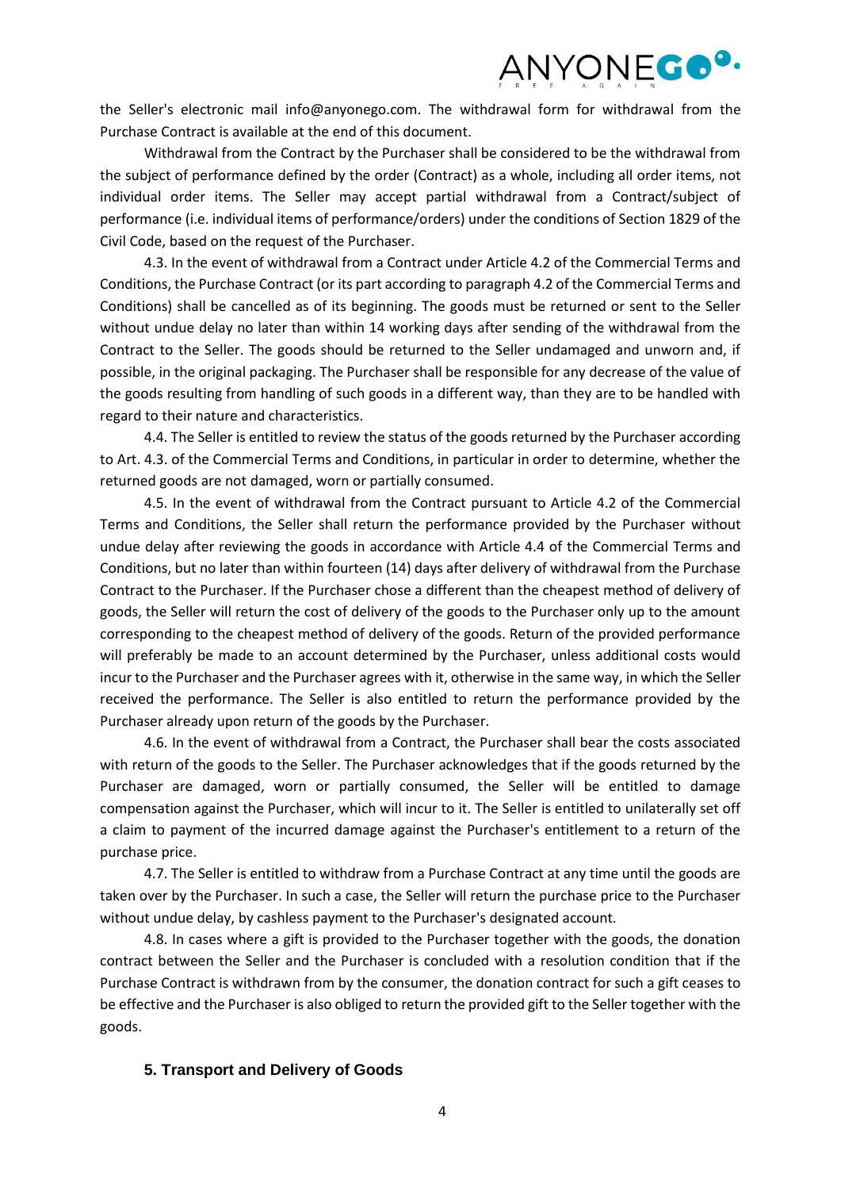the Seller's electronic mail info@anyonego.com. The withdrawal form for withdrawal from the Purchase Contract is available at the end of this document.

Withdrawal from the Contract by the Purchaser shall be considered to be the withdrawal from the subject of performance defined by the order (Contract) as a whole, including all order items, not individual order items. The Seller may accept partial withdrawal from a Contract/subject of performance (i.e. individual items of performance/orders) under the conditions of Section 1829 of the Civil Code, based on the request of the Purchaser.

4.3. In the event of withdrawal from a Contract under Article 4.2 of the Commercial Terms and Conditions, the Purchase Contract (or its part according to paragraph 4.2 of the Commercial Terms and Conditions) shall be cancelled as of its beginning. The goods must be returned or sent to the Seller without undue delay no later than within 14 working days after sending of the withdrawal from the Contract to the Seller. The goods should be returned to the Seller undamaged and unworn and, if possible, in the original packaging. The Purchaser shall be responsible for any decrease of the value of the goods resulting from handling of such goods in a different way, than they are to be handled with regard to their nature and characteristics.

4.4. The Seller is entitled to review the status of the goods returned by the Purchaser according to Art. 4.3. of the Commercial Terms and Conditions, in particular in order to determine, whether the returned goods are not damaged, worn or partially consumed.

4.5. In the event of withdrawal from the Contract pursuant to Article 4.2 of the Commercial Terms and Conditions, the Seller shall return the performance provided by the Purchaser without undue delay after reviewing the goods in accordance with Article 4.4 of the Commercial Terms and Conditions, but no later than within fourteen (14) days after delivery of withdrawal from the Purchase Contract to the Purchaser. If the Purchaser chose a different than the cheapest method of delivery of goods, the Seller will return the cost of delivery of the goods to the Purchaser only up to the amount corresponding to the cheapest method of delivery of the goods. Return of the provided performance will preferably be made to an account determined by the Purchaser, unless additional costs would incur to the Purchaser and the Purchaser agrees with it, otherwise in the same way, in which the Seller received the performance. The Seller is also entitled to return the performance provided by the Purchaser already upon return of the goods by the Purchaser.

4.6. In the event of withdrawal from a Contract, the Purchaser shall bear the costs associated with return of the goods to the Seller. The Purchaser acknowledges that if the goods returned by the Purchaser are damaged, worn or partially consumed, the Seller will be entitled to damage compensation against the Purchaser, which will incur to it. The Seller is entitled to unilaterally set off a claim to payment of the incurred damage against the Purchaser's entitlement to a return of the purchase price.

4.7. The Seller is entitled to withdraw from a Purchase Contract at any time until the goods are taken over by the Purchaser. In such a case, the Seller will return the purchase price to the Purchaser without undue delay, by cashless payment to the Purchaser's designated account.

4.8. In cases where a gift is provided to the Purchaser together with the goods, the donation contract between the Seller and the Purchaser is concluded with a resolution condition that if the Purchase Contract is withdrawn from by the consumer, the donation contract for such a gift ceases to be effective and the Purchaser is also obliged to return the provided gift to the Seller together with the goods.

## 5. Transport and Delivery of Goods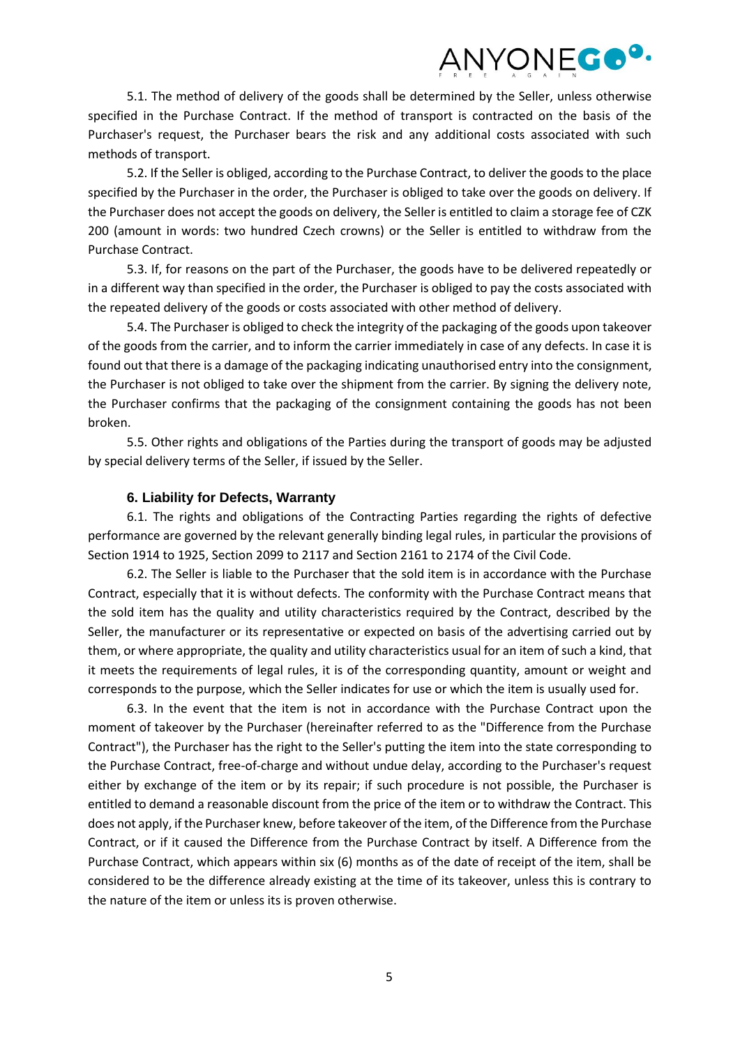5.1. The method of delivery of the goods shall be determined by the Seller, unless otherwise specified in the Purchase Contract. If the method of transport is contracted on the basis of the Purchaser's request, the Purchaser bears the risk and any additional costs associated with such methods of transport.

5.2. If the Seller is obliged, according to the Purchase Contract, to deliver the goods to the place specified by the Purchaser in the order, the Purchaser is obliged to take over the goods on delivery. If the Purchaser does not accept the goods on delivery, the Seller is entitled to claim a storage fee of CZK 200 (amount in words: two hundred Czech crowns) or the Seller is entitled to withdraw from the Purchase Contract.

5.3. If, for reasons on the part of the Purchaser, the goods have to be delivered repeatedly or in a different way than specified in the order, the Purchaser is obliged to pay the costs associated with the repeated delivery of the goods or costs associated with other method of delivery.

5.4. The Purchaser is obliged to check the integrity of the packaging of the goods upon takeover of the goods from the carrier, and to inform the carrier immediately in case of any defects. In case it is found out that there is a damage of the packaging indicating unauthorised entry into the consignment, the Purchaser is not obliged to take over the shipment from the carrier. By signing the delivery note, the Purchaser confirms that the packaging of the consignment containing the goods has not been broken.

5.5. Other rights and obligations of the Parties during the transport of goods may be adjusted by special delivery terms of the Seller, if issued by the Seller.

## 6. Liability for Defects, Warranty

6.1. The rights and obligations of the Contracting Parties regarding the rights of defective performance are governed by the relevant generally binding legal rules, in particular the provisions of Section 1914 to 1925, Section 2099 to 2117 and Section 2161 to 2174 of the Civil Code.

6.2. The Seller is liable to the Purchaser that the sold item is in accordance with the Purchase Contract, especially that it is without defects. The conformity with the Purchase Contract means that the sold item has the quality and utility characteristics required by the Contract, described by the Seller, the manufacturer or its representative or expected on basis of the advertising carried out by them, or where appropriate, the quality and utility characteristics usual for an item of such a kind, that it meets the requirements of legal rules, it is of the corresponding quantity, amount or weight and corresponds to the purpose, which the Seller indicates for use or which the item is usually used for.

6.3. In the event that the item is not in accordance with the Purchase Contract upon the moment of takeover by the Purchaser (hereinafter referred to as the "Difference from the Purchase Contract"), the Purchaser has the right to the Seller's putting the item into the state corresponding to the Purchase Contract, free-of-charge and without undue delay, according to the Purchaser's request either by exchange of the item or by its repair; if such procedure is not possible, the Purchaser is entitled to demand a reasonable discount from the price of the item or to withdraw the Contract. This does not apply, if the Purchaser knew, before takeover of the item, of the Difference from the Purchase Contract, or if it caused the Difference from the Purchase Contract by itself. A Difference from the Purchase Contract, which appears within six (6) months as of the date of receipt of the item, shall be considered to be the difference already existing at the time of its takeover, unless this is contrary to the nature of the item or unless its is proven otherwise.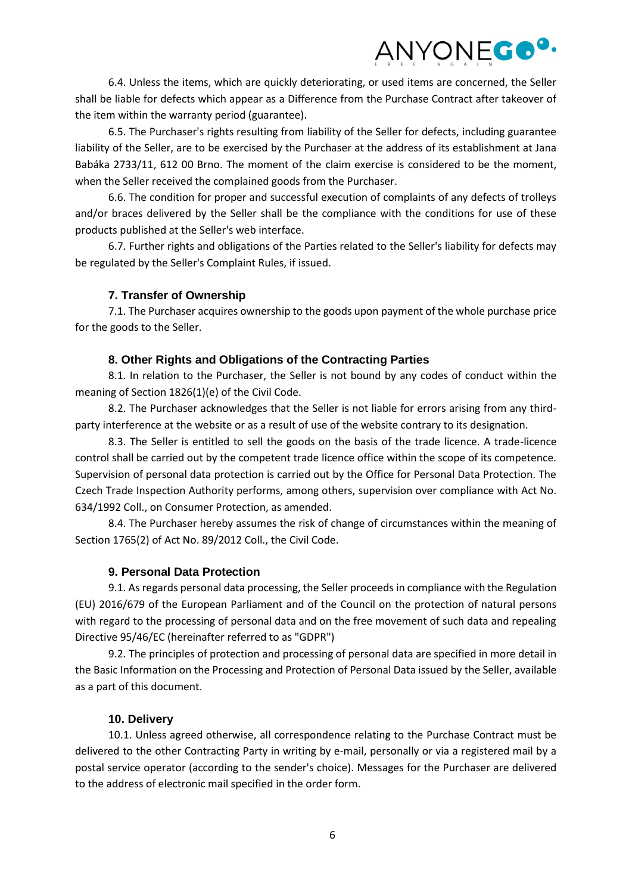6.4. Unless the items, which are quickly deteriorating, or used items are concerned, the Seller shall be liable for defects which appear as a Difference from the Purchase Contract after takeover of the item within the warranty period (guarantee).

6.5. The Purchaser's rights resulting from liability of the Seller for defects, including guarantee liability of the Seller, are to be exercised by the Purchaser at the address of its establishment at Jana Babáka 2733/11, 612 00 Brno. The moment of the claim exercise is considered to be the moment, when the Seller received the complained goods from the Purchaser.

6.6. The condition for proper and successful execution of complaints of any defects of trolleys and/or braces delivered by the Seller shall be the compliance with the conditions for use of these products published at the Seller's web interface.

6.7. Further rights and obligations of the Parties related to the Seller's liability for defects may be regulated by the Seller's Complaint Rules, if issued.

### 7. Transfer of Ownership

7.1. The Purchaser acquires ownership to the goods upon payment of the whole purchase price for the goods to the Seller.

### 8. Other Rights and Obligations of the Contracting Parties

8.1. In relation to the Purchaser, the Seller is not bound by any codes of conduct within the meaning of Section 1826(1)(e) of the Civil Code.

8.2. The Purchaser acknowledges that the Seller is not liable for errors arising from any third-party interference at the website or as a result of use of the website contrary to its designation.

8.3. The Seller is entitled to sell the goods on the basis of the trade licence. A trade-licence control shall be carried out by the competent trade licence office within the scope of its competence. Supervision of personal data protection is carried out by the Office for Personal Data Protection. The Czech Trade Inspection Authority performs, among others, supervision over compliance with Act No. 634/1992 Coll., on Consumer Protection, as amended.

8.4. The Purchaser hereby assumes the risk of change of circumstances within the meaning of Section 1765(2) of Act No. 89/2012 Coll., the Civil Code.

### 9. Personal Data Protection

9.1. As regards personal data processing, the Seller proceeds in compliance with the Regulation (EU) 2016/679 of the European Parliament and of the Council on the protection of natural persons with regard to the processing of personal data and on the free movement of such data and repealing Directive 95/46/EC (hereinafter referred to as "GDPR")

9.2. The principles of protection and processing of personal data are specified in more detail in the Basic Information on the Processing and Protection of Personal Data issued by the Seller, available as a part of this document.

### 10. Delivery

10.1. Unless agreed otherwise, all correspondence relating to the Purchase Contract must be delivered to the other Contracting Party in writing by e-mail, personally or via a registered mail by a postal service operator (according to the sender's choice). Messages for the Purchaser are delivered to the address of electronic mail specified in the order form.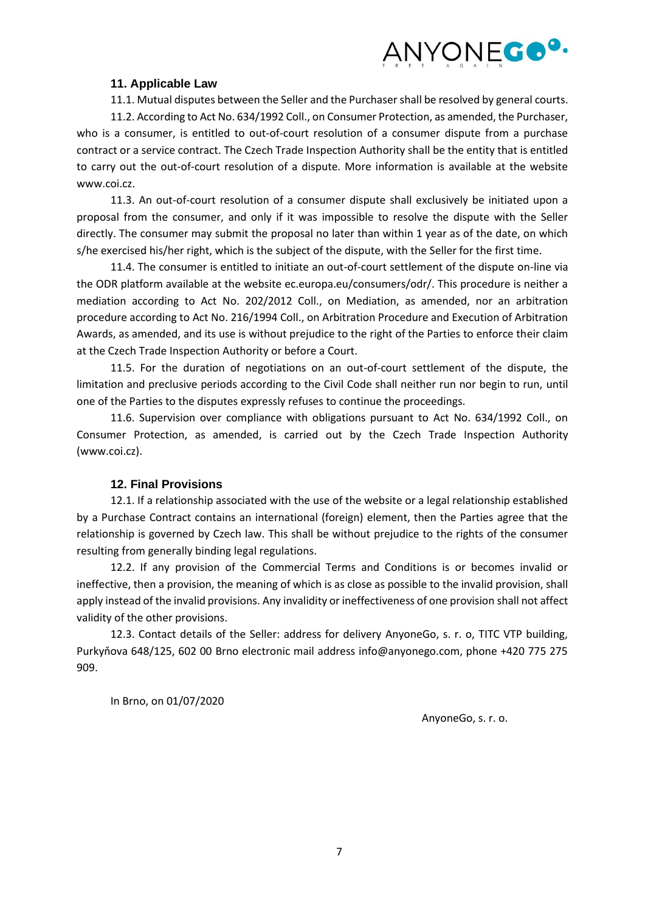## 11. Applicable Law

11.1. Mutual disputes between the Seller and the Purchaser shall be resolved by general courts.

11.2. According to Act No. 634/1992 Coll., on Consumer Protection, as amended, the Purchaser, who is a consumer, is entitled to out-of-court resolution of a consumer dispute from a purchase contract or a service contract. The Czech Trade Inspection Authority shall be the entity that is entitled to carry out the out-of-court resolution of a dispute. More information is available at the website www.coi.cz.

11.3. An out-of-court resolution of a consumer dispute shall exclusively be initiated upon a proposal from the consumer, and only if it was impossible to resolve the dispute with the Seller directly. The consumer may submit the proposal no later than within 1 year as of the date, on which s/he exercised his/her right, which is the subject of the dispute, with the Seller for the first time.

11.4. The consumer is entitled to initiate an out-of-court settlement of the dispute on-line via the ODR platform available at the website ec.europa.eu/consumers/odr/. This procedure is neither a mediation according to Act No. 202/2012 Coll., on Mediation, as amended, nor an arbitration procedure according to Act No. 216/1994 Coll., on Arbitration Procedure and Execution of Arbitration Awards, as amended, and its use is without prejudice to the right of the Parties to enforce their claim at the Czech Trade Inspection Authority or before a Court.

11.5. For the duration of negotiations on an out-of-court settlement of the dispute, the limitation and preclusive periods according to the Civil Code shall neither run nor begin to run, until one of the Parties to the disputes expressly refuses to continue the proceedings.

11.6. Supervision over compliance with obligations pursuant to Act No. 634/1992 Coll., on Consumer Protection, as amended, is carried out by the Czech Trade Inspection Authority (www.coi.cz).

## 12. Final Provisions

12.1. If a relationship associated with the use of the website or a legal relationship established by a Purchase Contract contains an international (foreign) element, then the Parties agree that the relationship is governed by Czech law. This shall be without prejudice to the rights of the consumer resulting from generally binding legal regulations.

12.2. If any provision of the Commercial Terms and Conditions is or becomes invalid or ineffective, then a provision, the meaning of which is as close as possible to the invalid provision, shall apply instead of the invalid provisions. Any invalidity or ineffectiveness of one provision shall not affect validity of the other provisions.

12.3. Contact details of the Seller: address for delivery AnyoneGo, s. r. o, TITC VTP building, Purkyňova 648/125, 602 00 Brno electronic mail address info@anyonego.com, phone +420 775 275 909.

In Brno, on 01/07/2020

AnyoneGo, s. r. o.